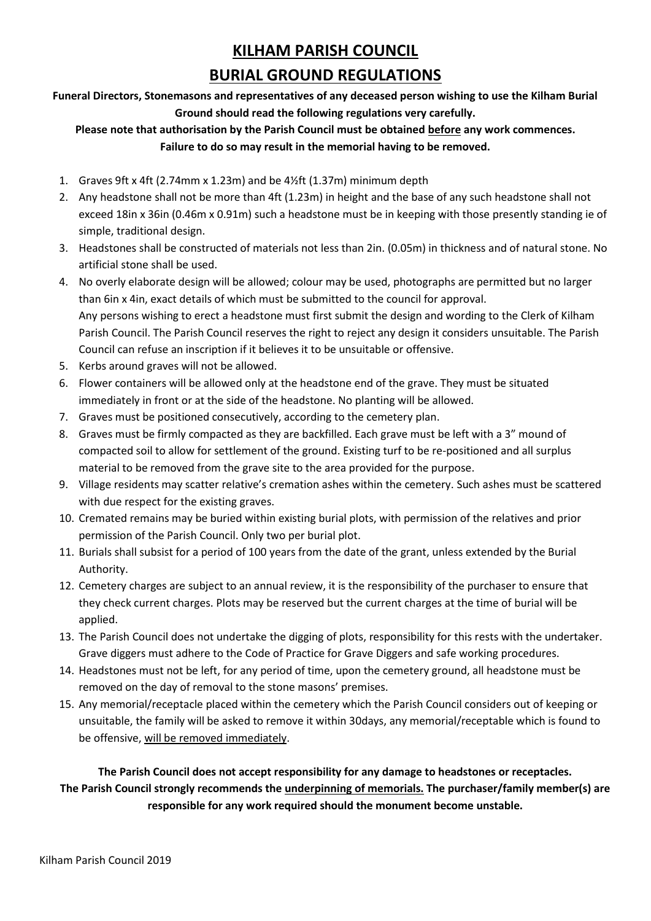# KILHAM PARISH COUNCIL

# BURIAL GROUND REGULATIONS

**Funeral Directors, Stonemasons and representatives of any deceased person wishing to use the Kilham Burial Ground should read the following regulations very carefully.**

**Please note that authorisation by the Parish Council must be obtained <u>before</u> any work commences. Failure to do so may result in the memorial having to be removed.**

1. Graves 9ft x 4ft (2.74mm x 1.23m) and be 4½ft (1.37m) minimum depth
2. Any headstone shall not be more than 4ft (1.23m) in height and the base of any such headstone shall not exceed 18in x 36in (0.46m x 0.91m) such a headstone must be in keeping with those presently standing ie of simple, traditional design.
3. Headstones shall be constructed of materials not less than 2in. (0.05m) in thickness and of natural stone. No artificial stone shall be used.
4. No overly elaborate design will be allowed; colour may be used, photographs are permitted but no larger than 6in x 4in, exact details of which must be submitted to the council for approval.
   Any persons wishing to erect a headstone must first submit the design and wording to the Clerk of Kilham Parish Council. The Parish Council reserves the right to reject any design it considers unsuitable. The Parish Council can refuse an inscription if it believes it to be unsuitable or offensive.
5. Kerbs around graves will not be allowed.
6. Flower containers will be allowed only at the headstone end of the grave. They must be situated immediately in front or at the side of the headstone. No planting will be allowed.
7. Graves must be positioned consecutively, according to the cemetery plan.
8. Graves must be firmly compacted as they are backfilled. Each grave must be left with a 3" mound of compacted soil to allow for settlement of the ground. Existing turf to be re-positioned and all surplus material to be removed from the grave site to the area provided for the purpose.
9. Village residents may scatter relative's cremation ashes within the cemetery. Such ashes must be scattered with due respect for the existing graves.
10. Cremated remains may be buried within existing burial plots, with permission of the relatives and prior permission of the Parish Council. Only two per burial plot.
11. Burials shall subsist for a period of 100 years from the date of the grant, unless extended by the Burial Authority.
12. Cemetery charges are subject to an annual review, it is the responsibility of the purchaser to ensure that they check current charges. Plots may be reserved but the current charges at the time of burial will be applied.
13. The Parish Council does not undertake the digging of plots, responsibility for this rests with the undertaker. Grave diggers must adhere to the Code of Practice for Grave Diggers and safe working procedures.
14. Headstones must not be left, for any period of time, upon the cemetery ground, all headstone must be removed on the day of removal to the stone masons' premises.
15. Any memorial/receptacle placed within the cemetery which the Parish Council considers out of keeping or unsuitable, the family will be asked to remove it within 30days, any memorial/receptable which is found to be offensive, <u>will be removed immediately</u>.

**The Parish Council does not accept responsibility for any damage to headstones or receptacles.**
**The Parish Council strongly recommends the <u>underpinning of memorials.</u> The purchaser/family member(s) are responsible for any work required should the monument become unstable.**

Kilham Parish Council 2019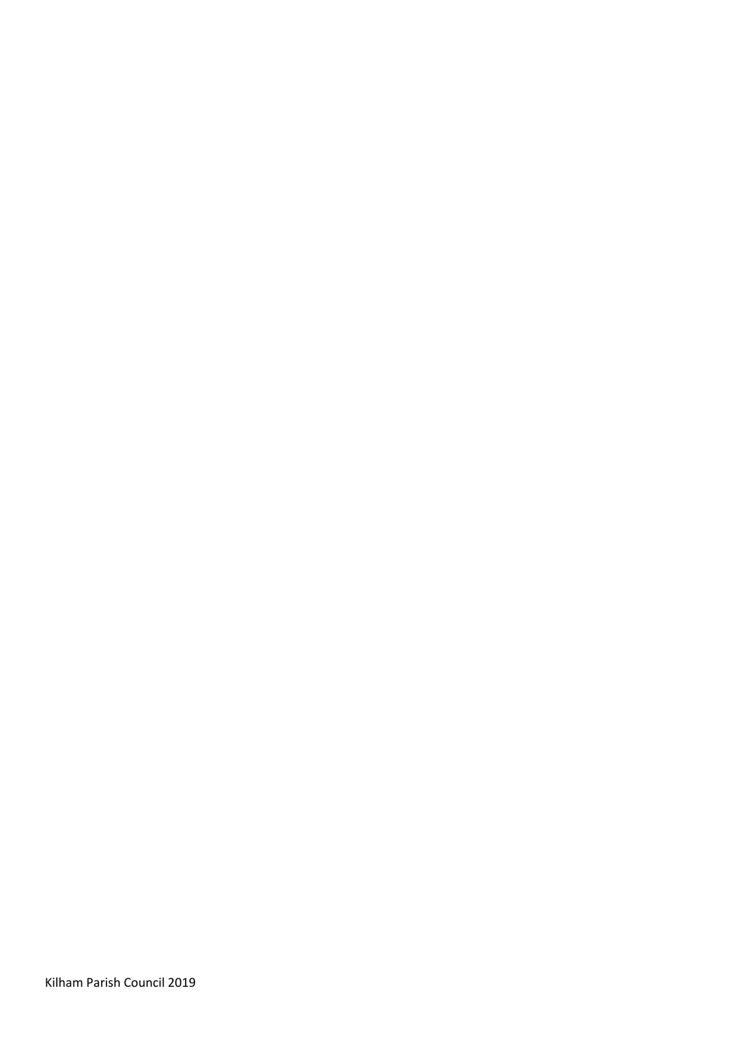Kilham Parish Council 2019